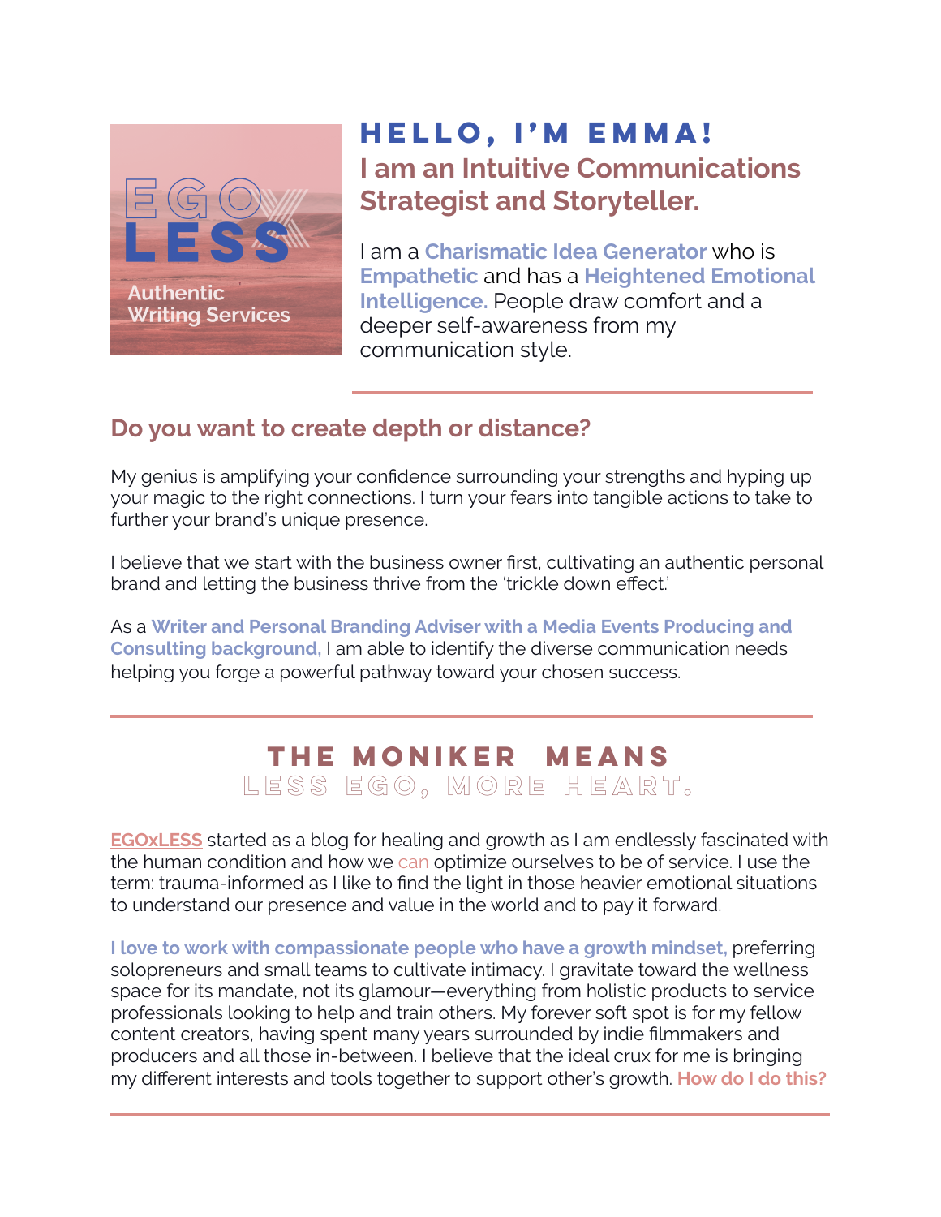EGO LESS

Authentic Writing Services

# HELLO, I'M EMMA!

## I am an Intuitive Communications Strategist and Storyteller.

I am a **Charismatic Idea Generator** who is **Empathetic** and has a **Heightened Emotional Intelligence.** People draw comfort and a deeper self-awareness from my communication style.

---

## Do you want to create depth or distance?

My genius is amplifying your confidence surrounding your strengths and hyping up your magic to the right connections. I turn your fears into tangible actions to take to further your brand's unique presence.

I believe that we start with the business owner first, cultivating an authentic personal brand and letting the business thrive from the 'trickle down effect.'

As a **Writer and Personal Branding Adviser with a Media Events Producing and Consulting background,** I am able to identify the diverse communication needs helping you forge a powerful pathway toward your chosen success.

---

## THE MONIKER MEANS

### LESS EGO, MORE HEART.

**EGOxLESS** started as a blog for healing and growth as I am endlessly fascinated with the human condition and how we can optimize ourselves to be of service. I use the term: trauma-informed as I like to find the light in those heavier emotional situations to understand our presence and value in the world and to pay it forward.

**I love to work with compassionate people who have a growth mindset,** preferring solopreneurs and small teams to cultivate intimacy. I gravitate toward the wellness space for its mandate, not its glamour—everything from holistic products to service professionals looking to help and train others. My forever soft spot is for my fellow content creators, having spent many years surrounded by indie filmmakers and producers and all those in-between. I believe that the ideal crux for me is bringing my different interests and tools together to support other's growth. **How do I do this?**

---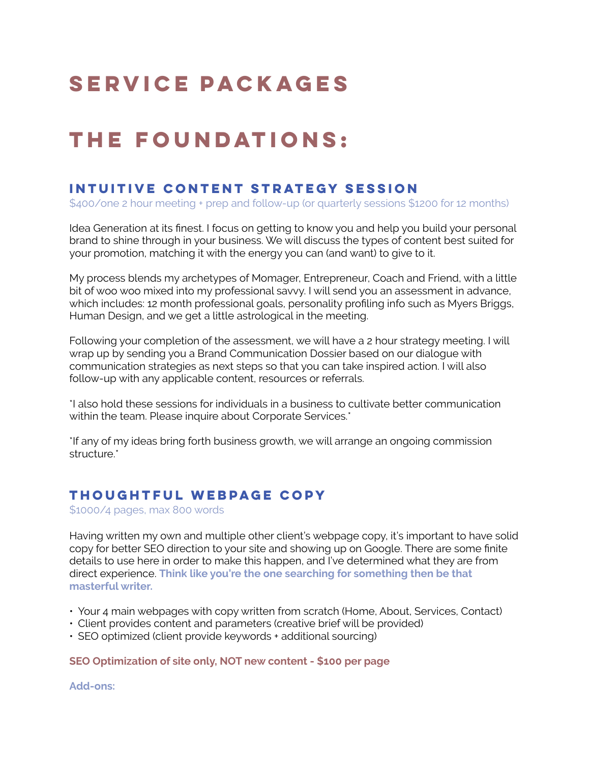# SERVICE PACKAGES

# THE FOUNDATIONS:

### INTUITIVE CONTENT STRATEGY SESSION

$400/one 2 hour meeting + prep and follow-up (or quarterly sessions $1200 for 12 months)

Idea Generation at its finest. I focus on getting to know you and help you build your personal brand to shine through in your business. We will discuss the types of content best suited for your promotion, matching it with the energy you can (and want) to give to it.

My process blends my archetypes of Momager, Entrepreneur, Coach and Friend, with a little bit of woo woo mixed into my professional savvy. I will send you an assessment in advance, which includes: 12 month professional goals, personality profiling info such as Myers Briggs, Human Design, and we get a little astrological in the meeting.

Following your completion of the assessment, we will have a 2 hour strategy meeting. I will wrap up by sending you a Brand Communication Dossier based on our dialogue with communication strategies as next steps so that you can take inspired action. I will also follow-up with any applicable content, resources or referrals.

*I also hold these sessions for individuals in a business to cultivate better communication within the team. Please inquire about Corporate Services.*

*If any of my ideas bring forth business growth, we will arrange an ongoing commission structure.*

### THOUGHTFUL WEBPAGE COPY

$1000/4 pages, max 800 words

Having written my own and multiple other client's webpage copy, it's important to have solid copy for better SEO direction to your site and showing up on Google. There are some finite details to use here in order to make this happen, and I've determined what they are from direct experience. **Think like you're the one searching for something then be that masterful writer.**

- Your 4 main webpages with copy written from scratch (Home, About, Services, Contact)
- Client provides content and parameters (creative brief will be provided)
- SEO optimized (client provide keywords + additional sourcing)

**SEO Optimization of site only, NOT new content - $100 per page**

**Add-ons:**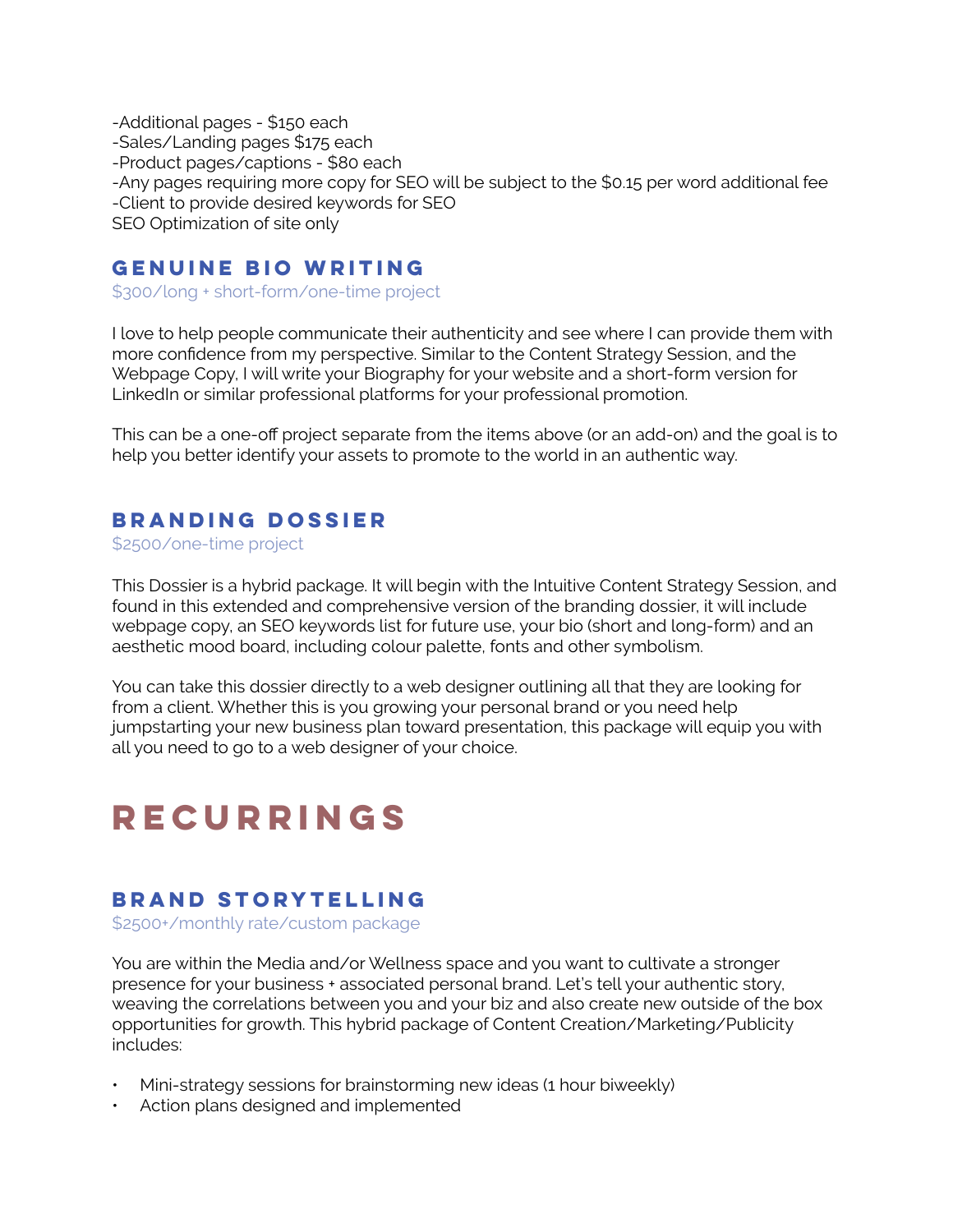-Additional pages - $150 each
-Sales/Landing pages $175 each
-Product pages/captions - $80 each
-Any pages requiring more copy for SEO will be subject to the $0.15 per word additional fee
-Client to provide desired keywords for SEO
SEO Optimization of site only

### GENUINE BIO WRITING

$300/long + short-form/one-time project

I love to help people communicate their authenticity and see where I can provide them with more confidence from my perspective. Similar to the Content Strategy Session, and the Webpage Copy, I will write your Biography for your website and a short-form version for LinkedIn or similar professional platforms for your professional promotion.

This can be a one-off project separate from the items above (or an add-on) and the goal is to help you better identify your assets to promote to the world in an authentic way.

### BRANDING DOSSIER

$2500/one-time project

This Dossier is a hybrid package. It will begin with the Intuitive Content Strategy Session, and found in this extended and comprehensive version of the branding dossier, it will include webpage copy, an SEO keywords list for future use, your bio (short and long-form) and an aesthetic mood board, including colour palette, fonts and other symbolism.

You can take this dossier directly to a web designer outlining all that they are looking for from a client. Whether this is you growing your personal brand or you need help jumpstarting your new business plan toward presentation, this package will equip you with all you need to go to a web designer of your choice.

## RECURRINGS

### BRAND STORYTELLING

$2500+/monthly rate/custom package

You are within the Media and/or Wellness space and you want to cultivate a stronger presence for your business + associated personal brand. Let's tell your authentic story, weaving the correlations between you and your biz and also create new outside of the box opportunities for growth. This hybrid package of Content Creation/Marketing/Publicity includes:

- Mini-strategy sessions for brainstorming new ideas (1 hour biweekly)
- Action plans designed and implemented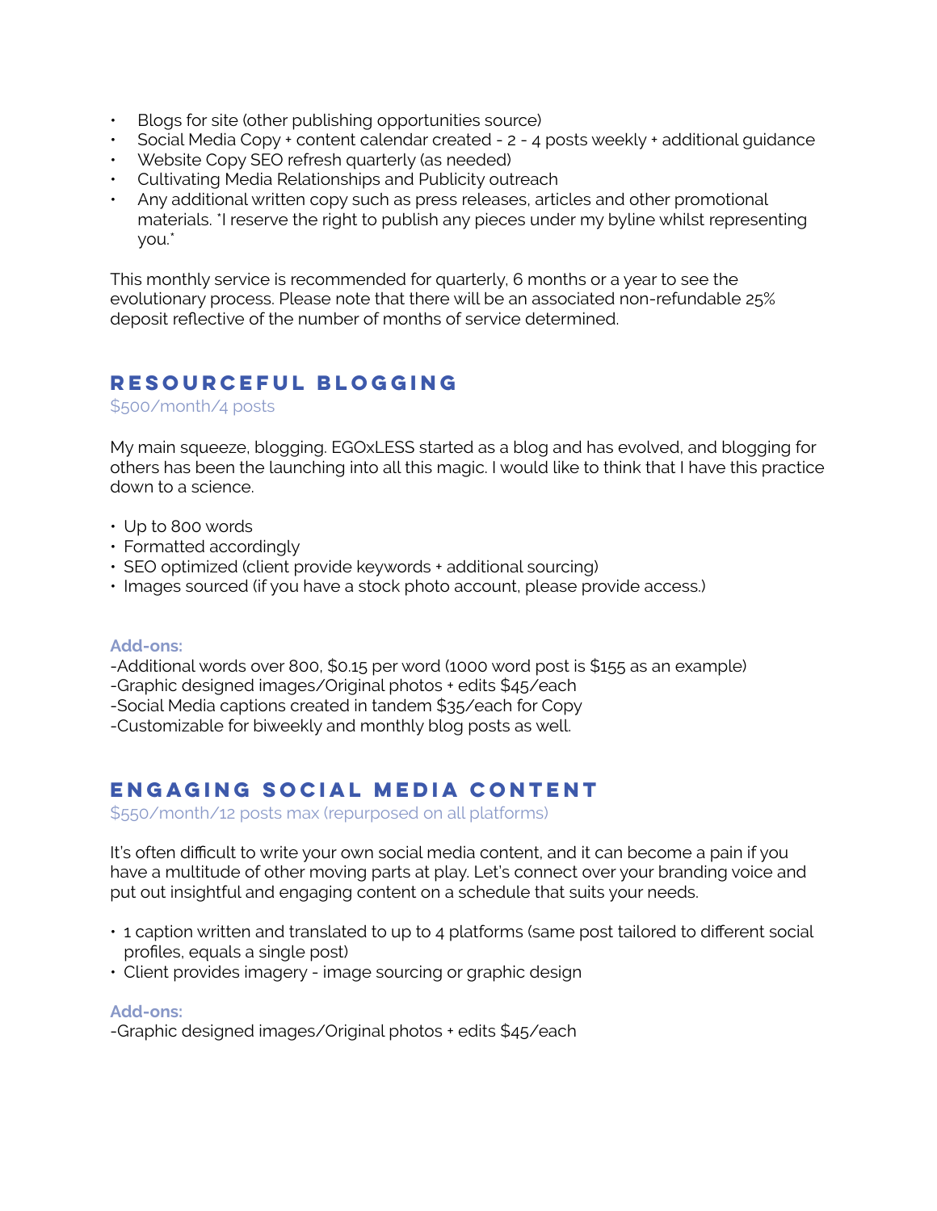- Blogs for site (other publishing opportunities source)
- Social Media Copy + content calendar created - 2 - 4 posts weekly + additional guidance
- Website Copy SEO refresh quarterly (as needed)
- Cultivating Media Relationships and Publicity outreach
- Any additional written copy such as press releases, articles and other promotional materials. *I reserve the right to publish any pieces under my byline whilst representing you.*

This monthly service is recommended for quarterly, 6 months or a year to see the evolutionary process. Please note that there will be an associated non-refundable 25% deposit reflective of the number of months of service determined.

## RESOURCEFUL BLOGGING

$500/month/4 posts

My main squeeze, blogging. EGOxLESS started as a blog and has evolved, and blogging for others has been the launching into all this magic. I would like to think that I have this practice down to a science.

- Up to 800 words
- Formatted accordingly
- SEO optimized (client provide keywords + additional sourcing)
- Images sourced (if you have a stock photo account, please provide access.)

**Add-ons:**

-Additional words over 800, $0.15 per word (1000 word post is $155 as an example)
-Graphic designed images/Original photos + edits $45/each
-Social Media captions created in tandem $35/each for Copy
-Customizable for biweekly and monthly blog posts as well.

## ENGAGING SOCIAL MEDIA CONTENT

$550/month/12 posts max (repurposed on all platforms)

It's often difficult to write your own social media content, and it can become a pain if you have a multitude of other moving parts at play. Let's connect over your branding voice and put out insightful and engaging content on a schedule that suits your needs.

- 1 caption written and translated to up to 4 platforms (same post tailored to different social profiles, equals a single post)
- Client provides imagery - image sourcing or graphic design

**Add-ons:**

-Graphic designed images/Original photos + edits $45/each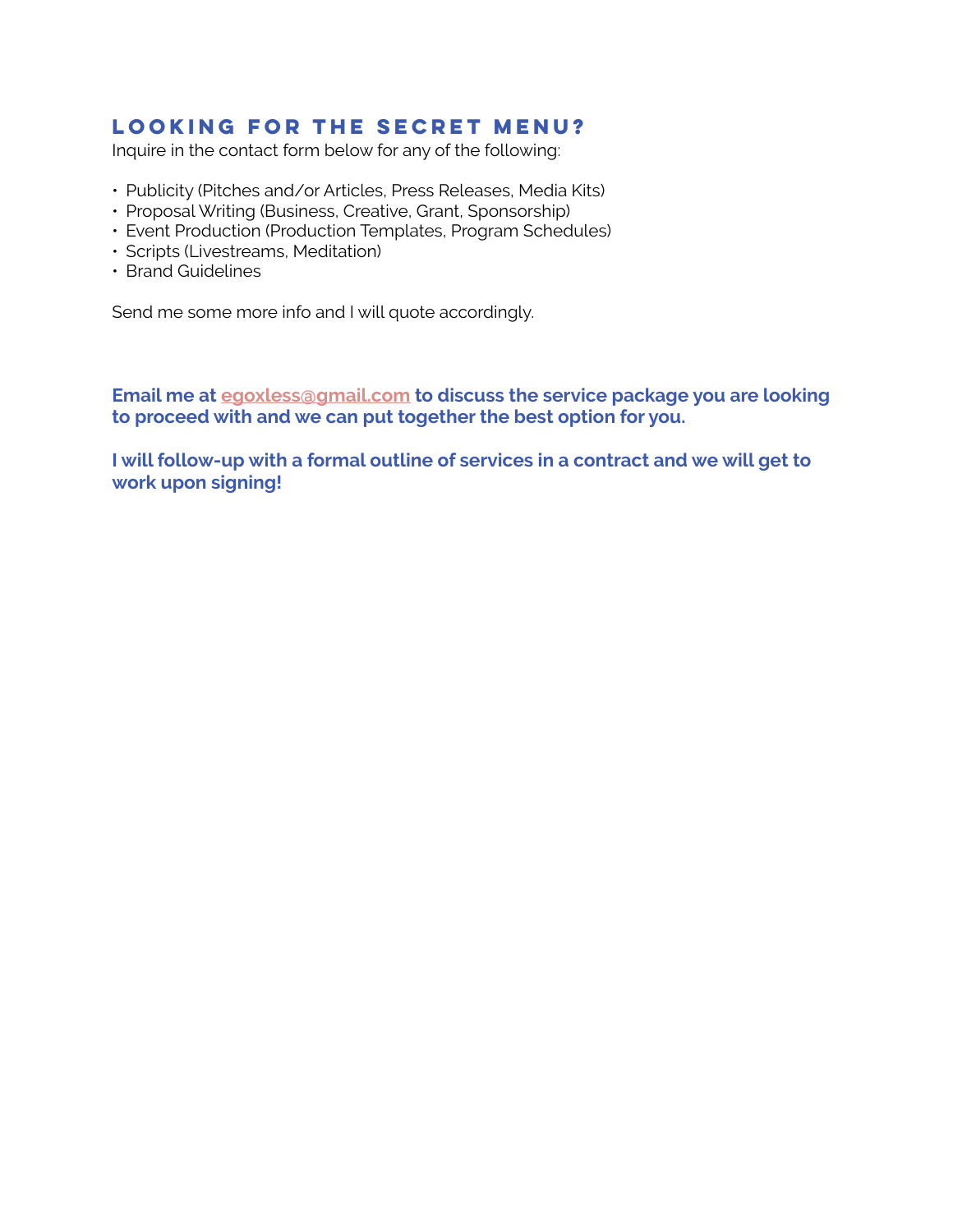## LOOKING FOR THE SECRET MENU?

Inquire in the contact form below for any of the following:

- Publicity (Pitches and/or Articles, Press Releases, Media Kits)
- Proposal Writing (Business, Creative, Grant, Sponsorship)
- Event Production (Production Templates, Program Schedules)
- Scripts (Livestreams, Meditation)
- Brand Guidelines

Send me some more info and I will quote accordingly.

**Email me at egoxless@gmail.com to discuss the service package you are looking to proceed with and we can put together the best option for you.**

**I will follow-up with a formal outline of services in a contract and we will get to work upon signing!**